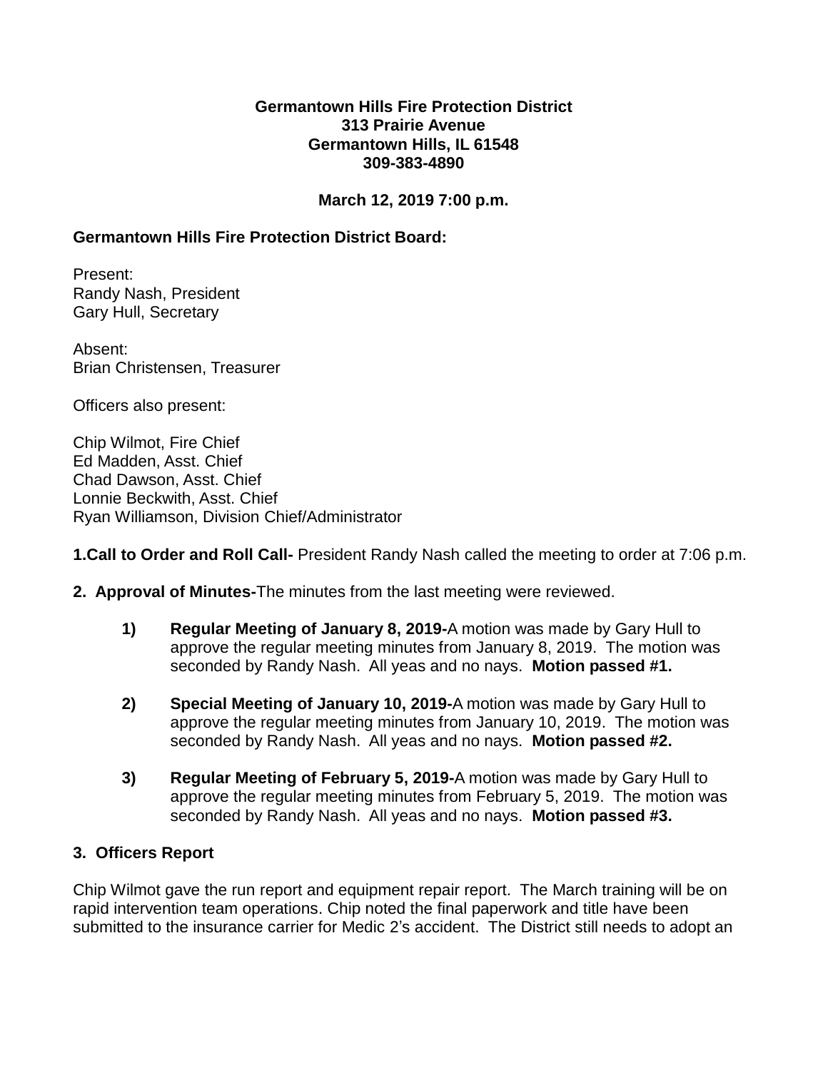**Germantown Hills Fire Protection District**
**313 Prairie Avenue**
**Germantown Hills, IL 61548**
**309-383-4890**

**March 12, 2019 7:00 p.m.**

**Germantown Hills Fire Protection District Board:**

Present:
Randy Nash, President
Gary Hull, Secretary

Absent:
Brian Christensen, Treasurer

Officers also present:

Chip Wilmot, Fire Chief
Ed Madden, Asst. Chief
Chad Dawson, Asst. Chief
Lonnie Beckwith, Asst. Chief
Ryan Williamson, Division Chief/Administrator

**1.Call to Order and Roll Call-** President Randy Nash called the meeting to order at 7:06 p.m.

**2. Approval of Minutes-**The minutes from the last meeting were reviewed.

1) **Regular Meeting of January 8, 2019-**A motion was made by Gary Hull to approve the regular meeting minutes from January 8, 2019. The motion was seconded by Randy Nash. All yeas and no nays. **Motion passed #1.**

2) **Special Meeting of January 10, 2019-**A motion was made by Gary Hull to approve the regular meeting minutes from January 10, 2019. The motion was seconded by Randy Nash. All yeas and no nays. **Motion passed #2.**

3) **Regular Meeting of February 5, 2019-**A motion was made by Gary Hull to approve the regular meeting minutes from February 5, 2019. The motion was seconded by Randy Nash. All yeas and no nays. **Motion passed #3.**

**3. Officers Report**

Chip Wilmot gave the run report and equipment repair report. The March training will be on rapid intervention team operations. Chip noted the final paperwork and title have been submitted to the insurance carrier for Medic 2's accident. The District still needs to adopt an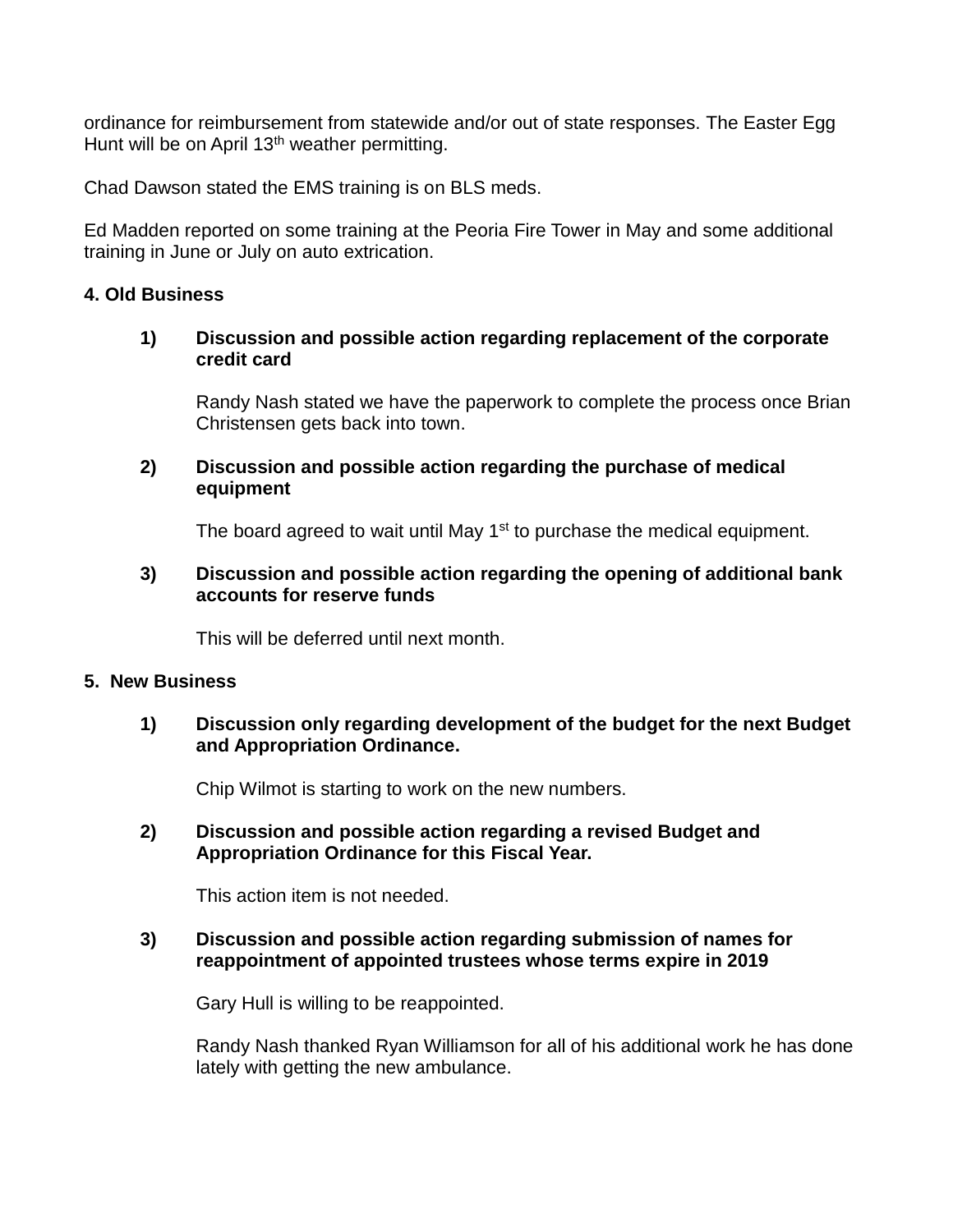ordinance for reimbursement from statewide and/or out of state responses. The Easter Egg Hunt will be on April 13th weather permitting.

Chad Dawson stated the EMS training is on BLS meds.

Ed Madden reported on some training at the Peoria Fire Tower in May and some additional training in June or July on auto extrication.

**4. Old Business**

1) **Discussion and possible action regarding replacement of the corporate credit card**

   Randy Nash stated we have the paperwork to complete the process once Brian Christensen gets back into town.

2) **Discussion and possible action regarding the purchase of medical equipment**

   The board agreed to wait until May 1st to purchase the medical equipment.

3) **Discussion and possible action regarding the opening of additional bank accounts for reserve funds**

   This will be deferred until next month.

**5. New Business**

1) **Discussion only regarding development of the budget for the next Budget and Appropriation Ordinance.**

   Chip Wilmot is starting to work on the new numbers.

2) **Discussion and possible action regarding a revised Budget and Appropriation Ordinance for this Fiscal Year.**

   This action item is not needed.

3) **Discussion and possible action regarding submission of names for reappointment of appointed trustees whose terms expire in 2019**

   Gary Hull is willing to be reappointed.

   Randy Nash thanked Ryan Williamson for all of his additional work he has done lately with getting the new ambulance.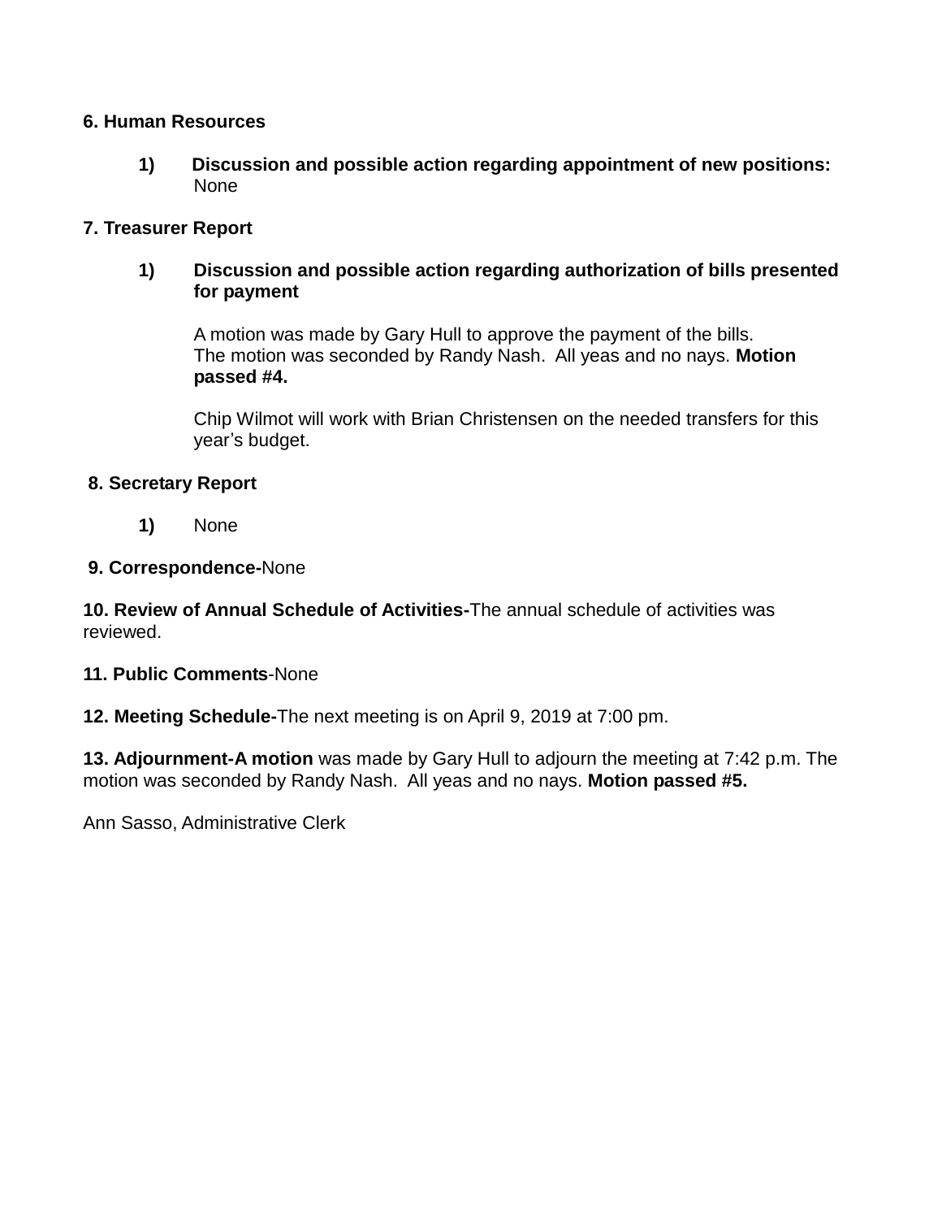**6. Human Resources**

**1) Discussion and possible action regarding appointment of new positions:** None

**7. Treasurer Report**

**1) Discussion and possible action regarding authorization of bills presented for payment**

A motion was made by Gary Hull to approve the payment of the bills. The motion was seconded by Randy Nash. All yeas and no nays. **Motion passed #4.**

Chip Wilmot will work with Brian Christensen on the needed transfers for this year's budget.

**8. Secretary Report**

**1)** None

**9. Correspondence-**None

**10. Review of Annual Schedule of Activities-**The annual schedule of activities was reviewed.

**11. Public Comments**-None

**12. Meeting Schedule-**The next meeting is on April 9, 2019 at 7:00 pm.

**13. Adjournment-A motion** was made by Gary Hull to adjourn the meeting at 7:42 p.m. The motion was seconded by Randy Nash. All yeas and no nays. **Motion passed #5.**

Ann Sasso, Administrative Clerk